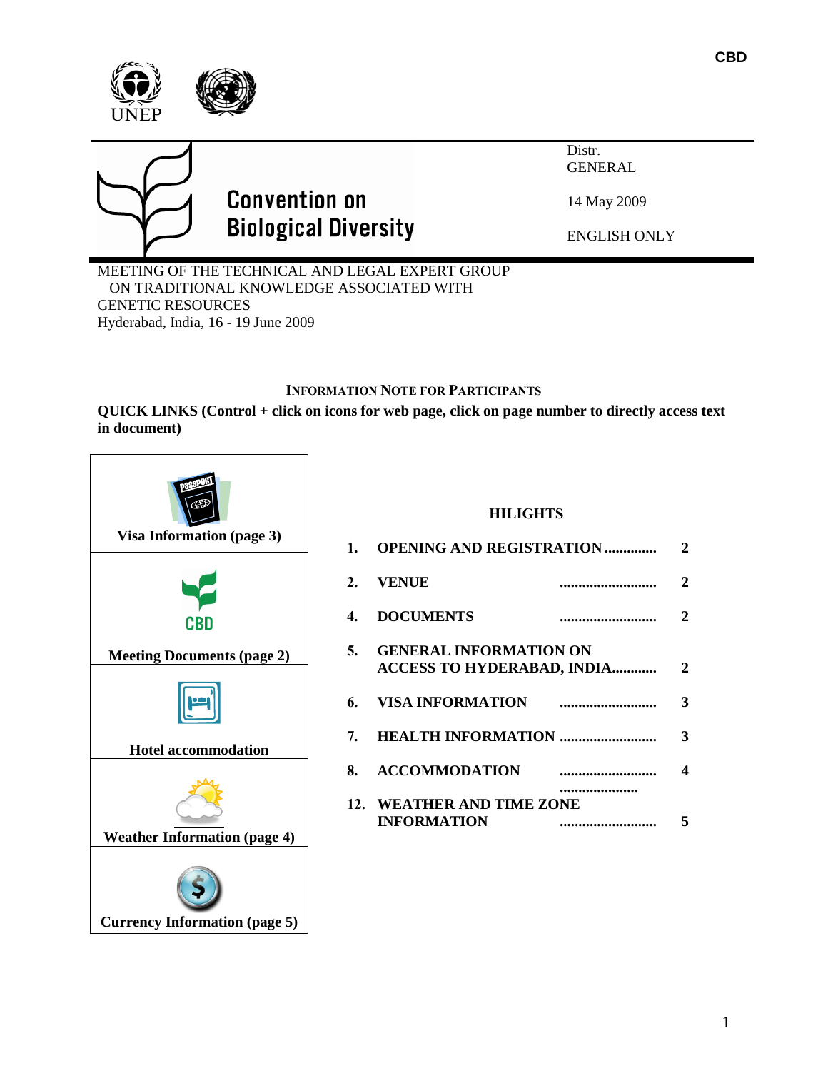CBD

UNEP

**Convention on Biological Diversity**

Distr.
GENERAL

14 May 2009

ENGLISH ONLY

MEETING OF THE TECHNICAL AND LEGAL EXPERT GROUP ON TRADITIONAL KNOWLEDGE ASSOCIATED WITH GENETIC RESOURCES
Hyderabad, India, 16 - 19 June 2009

## INFORMATION NOTE FOR PARTICIPANTS

**QUICK LINKS (Control + click on icons for web page, click on page number to directly access text in document)**

| |
|---|
| **Visa Information (page 3)** |
| **Meeting Documents (page 2)** |
| **Hotel accommodation** |
| **Weather Information (page 4)** |
| **Currency Information (page 5)** |

**HILIGHTS**

| | | |
|---|---|---|
| **1.** | **OPENING AND REGISTRATION** .............. | **2** |
| **2.** | **VENUE** .......................... | **2** |
| **4.** | **DOCUMENTS** .......................... | **2** |
| **5.** | **GENERAL INFORMATION ON ACCESS TO HYDERABAD, INDIA**............ | **2** |
| **6.** | **VISA INFORMATION** .......................... | **3** |
| **7.** | **HEALTH INFORMATION** .......................... | **3** |
| **8.** | **ACCOMMODATION** .......................... | **4** |
| **12.** | **WEATHER AND TIME ZONE INFORMATION** .......................... | **5** |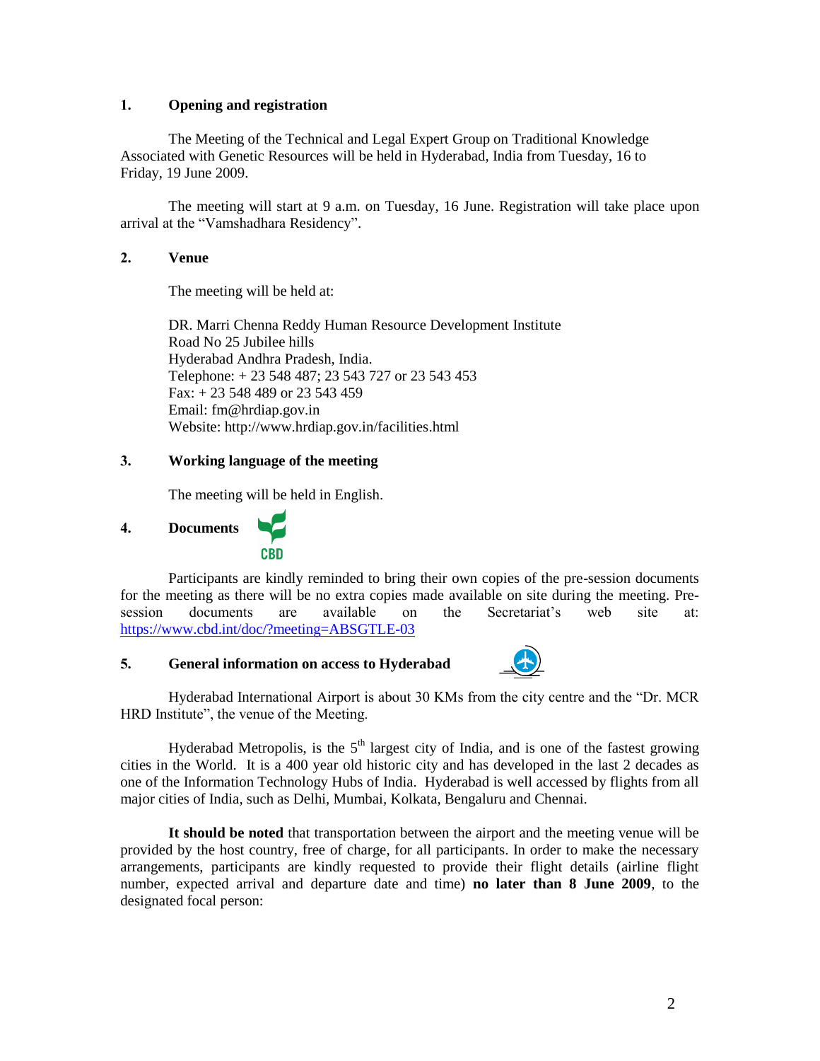## 1. Opening and registration

The Meeting of the Technical and Legal Expert Group on Traditional Knowledge Associated with Genetic Resources will be held in Hyderabad, India from Tuesday, 16 to Friday, 19 June 2009.

The meeting will start at 9 a.m. on Tuesday, 16 June. Registration will take place upon arrival at the "Vamshadhara Residency".

## 2. Venue

The meeting will be held at:

DR. Marri Chenna Reddy Human Resource Development Institute
Road No 25 Jubilee hills
Hyderabad Andhra Pradesh, India.
Telephone: + 23 548 487; 23 543 727 or 23 543 453
Fax: + 23 548 489 or 23 543 459
Email: fm@hrdiap.gov.in
Website: http://www.hrdiap.gov.in/facilities.html

## 3. Working language of the meeting

The meeting will be held in English.

## 4. Documents

Participants are kindly reminded to bring their own copies of the pre-session documents for the meeting as there will be no extra copies made available on site during the meeting. Pre-session documents are available on the Secretariat's web site at: https://www.cbd.int/doc/?meeting=ABSGTLE-03

## 5. General information on access to Hyderabad

Hyderabad International Airport is about 30 KMs from the city centre and the "Dr. MCR HRD Institute", the venue of the Meeting.

Hyderabad Metropolis, is the 5th largest city of India, and is one of the fastest growing cities in the World. It is a 400 year old historic city and has developed in the last 2 decades as one of the Information Technology Hubs of India. Hyderabad is well accessed by flights from all major cities of India, such as Delhi, Mumbai, Kolkata, Bengaluru and Chennai.

**It should be noted** that transportation between the airport and the meeting venue will be provided by the host country, free of charge, for all participants. In order to make the necessary arrangements, participants are kindly requested to provide their flight details (airline flight number, expected arrival and departure date and time) **no later than 8 June 2009**, to the designated focal person: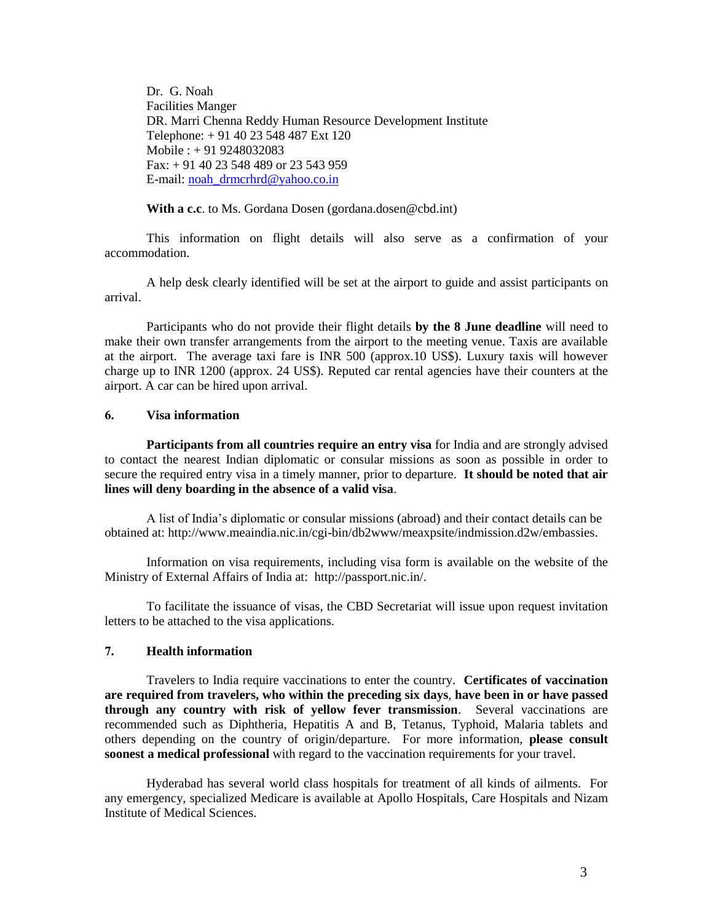Dr. G. Noah
Facilities Manger
DR. Marri Chenna Reddy Human Resource Development Institute
Telephone: + 91 40 23 548 487 Ext 120
Mobile : + 91 9248032083
Fax: + 91 40 23 548 489 or 23 543 959
E-mail: noah_drmcrhrd@yahoo.co.in

**With a c.c**. to Ms. Gordana Dosen (gordana.dosen@cbd.int)

This information on flight details will also serve as a confirmation of your accommodation.

A help desk clearly identified will be set at the airport to guide and assist participants on arrival.

Participants who do not provide their flight details **by the 8 June deadline** will need to make their own transfer arrangements from the airport to the meeting venue. Taxis are available at the airport. The average taxi fare is INR 500 (approx.10 US$). Luxury taxis will however charge up to INR 1200 (approx. 24 US$). Reputed car rental agencies have their counters at the airport. A car can be hired upon arrival.

## 6. Visa information

**Participants from all countries require an entry visa** for India and are strongly advised to contact the nearest Indian diplomatic or consular missions as soon as possible in order to secure the required entry visa in a timely manner, prior to departure. **It should be noted that air lines will deny boarding in the absence of a valid visa**.

A list of India's diplomatic or consular missions (abroad) and their contact details can be obtained at: http://www.meaindia.nic.in/cgi-bin/db2www/meaxpsite/indmission.d2w/embassies.

Information on visa requirements, including visa form is available on the website of the Ministry of External Affairs of India at: http://passport.nic.in/.

To facilitate the issuance of visas, the CBD Secretariat will issue upon request invitation letters to be attached to the visa applications.

## 7. Health information

Travelers to India require vaccinations to enter the country. **Certificates of vaccination are required from travelers, who within the preceding six days**, **have been in or have passed through any country with risk of yellow fever transmission**. Several vaccinations are recommended such as Diphtheria, Hepatitis A and B, Tetanus, Typhoid, Malaria tablets and others depending on the country of origin/departure. For more information, **please consult soonest a medical professional** with regard to the vaccination requirements for your travel.

Hyderabad has several world class hospitals for treatment of all kinds of ailments. For any emergency, specialized Medicare is available at Apollo Hospitals, Care Hospitals and Nizam Institute of Medical Sciences.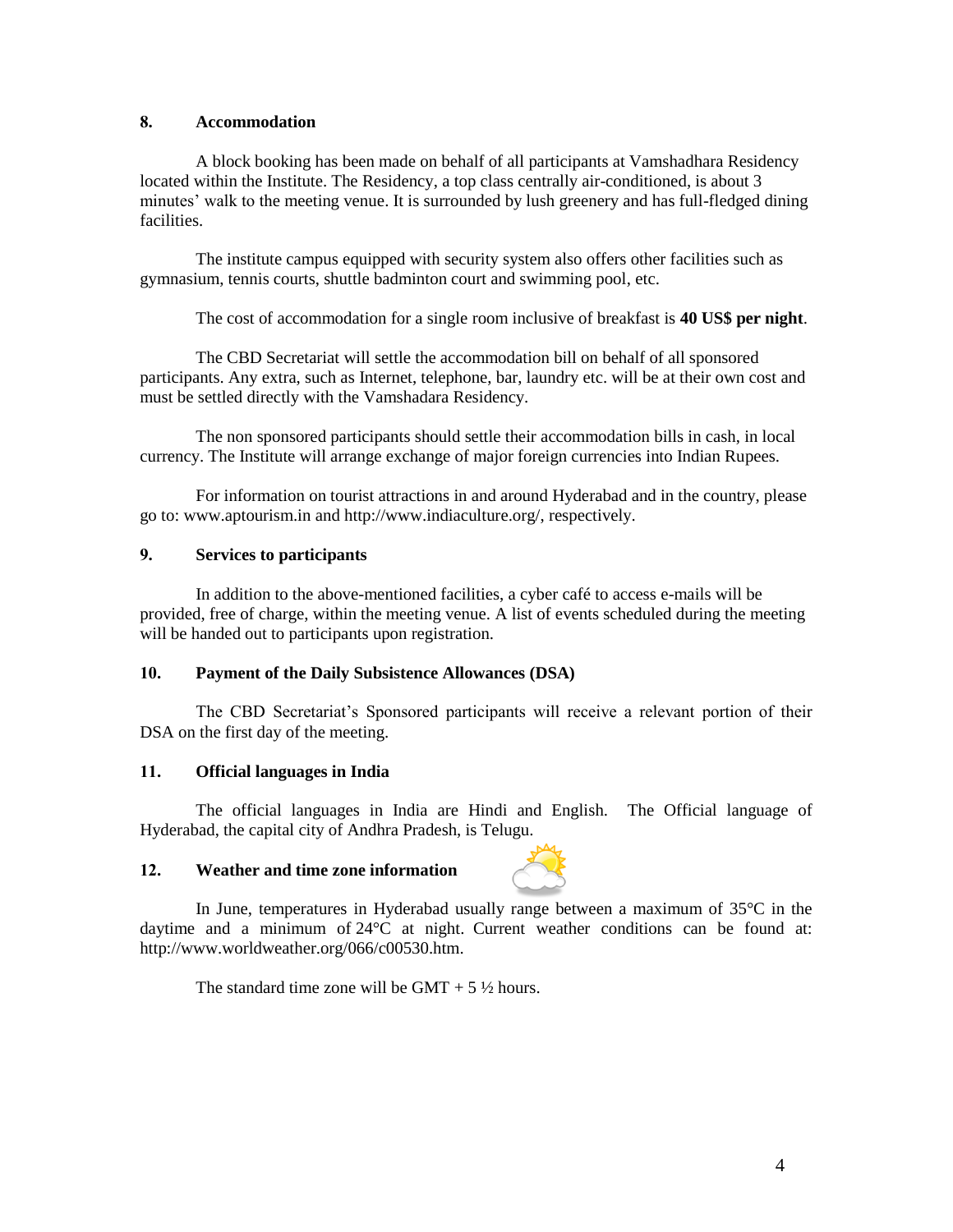## 8. Accommodation

A block booking has been made on behalf of all participants at Vamshadhara Residency located within the Institute. The Residency, a top class centrally air-conditioned, is about 3 minutes' walk to the meeting venue. It is surrounded by lush greenery and has full-fledged dining facilities.

The institute campus equipped with security system also offers other facilities such as gymnasium, tennis courts, shuttle badminton court and swimming pool, etc.

The cost of accommodation for a single room inclusive of breakfast is **40 US$ per night**.

The CBD Secretariat will settle the accommodation bill on behalf of all sponsored participants. Any extra, such as Internet, telephone, bar, laundry etc. will be at their own cost and must be settled directly with the Vamshadara Residency.

The non sponsored participants should settle their accommodation bills in cash, in local currency. The Institute will arrange exchange of major foreign currencies into Indian Rupees.

For information on tourist attractions in and around Hyderabad and in the country, please go to: www.aptourism.in and http://www.indiaculture.org/, respectively.

## 9. Services to participants

In addition to the above-mentioned facilities, a cyber café to access e-mails will be provided, free of charge, within the meeting venue. A list of events scheduled during the meeting will be handed out to participants upon registration.

## 10. Payment of the Daily Subsistence Allowances (DSA)

The CBD Secretariat's Sponsored participants will receive a relevant portion of their DSA on the first day of the meeting.

## 11. Official languages in India

The official languages in India are Hindi and English. The Official language of Hyderabad, the capital city of Andhra Pradesh, is Telugu.

## 12. Weather and time zone information

In June, temperatures in Hyderabad usually range between a maximum of 35°C in the daytime and a minimum of 24°C at night. Current weather conditions can be found at: http://www.worldweather.org/066/c00530.htm.

The standard time zone will be GMT + 5 ½ hours.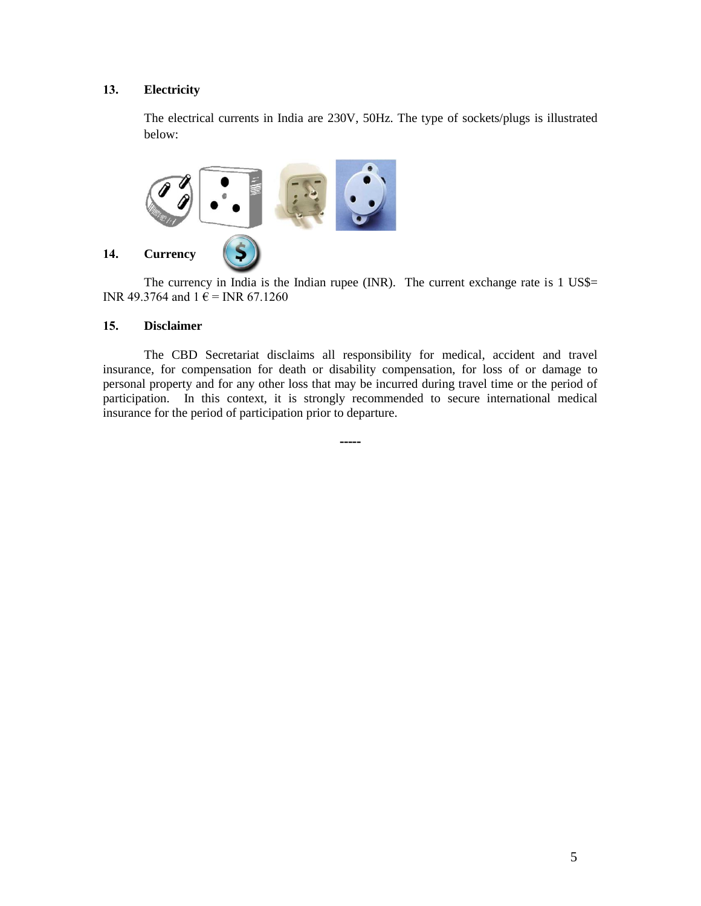### 13. Electricity

The electrical currents in India are 230V, 50Hz. The type of sockets/plugs is illustrated below:

### 14. Currency

The currency in India is the Indian rupee (INR). The current exchange rate is 1 US$= INR 49.3764 and 1 € = INR 67.1260

### 15. Disclaimer

The CBD Secretariat disclaims all responsibility for medical, accident and travel insurance, for compensation for death or disability compensation, for loss of or damage to personal property and for any other loss that may be incurred during travel time or the period of participation. In this context, it is strongly recommended to secure international medical insurance for the period of participation prior to departure.

-----